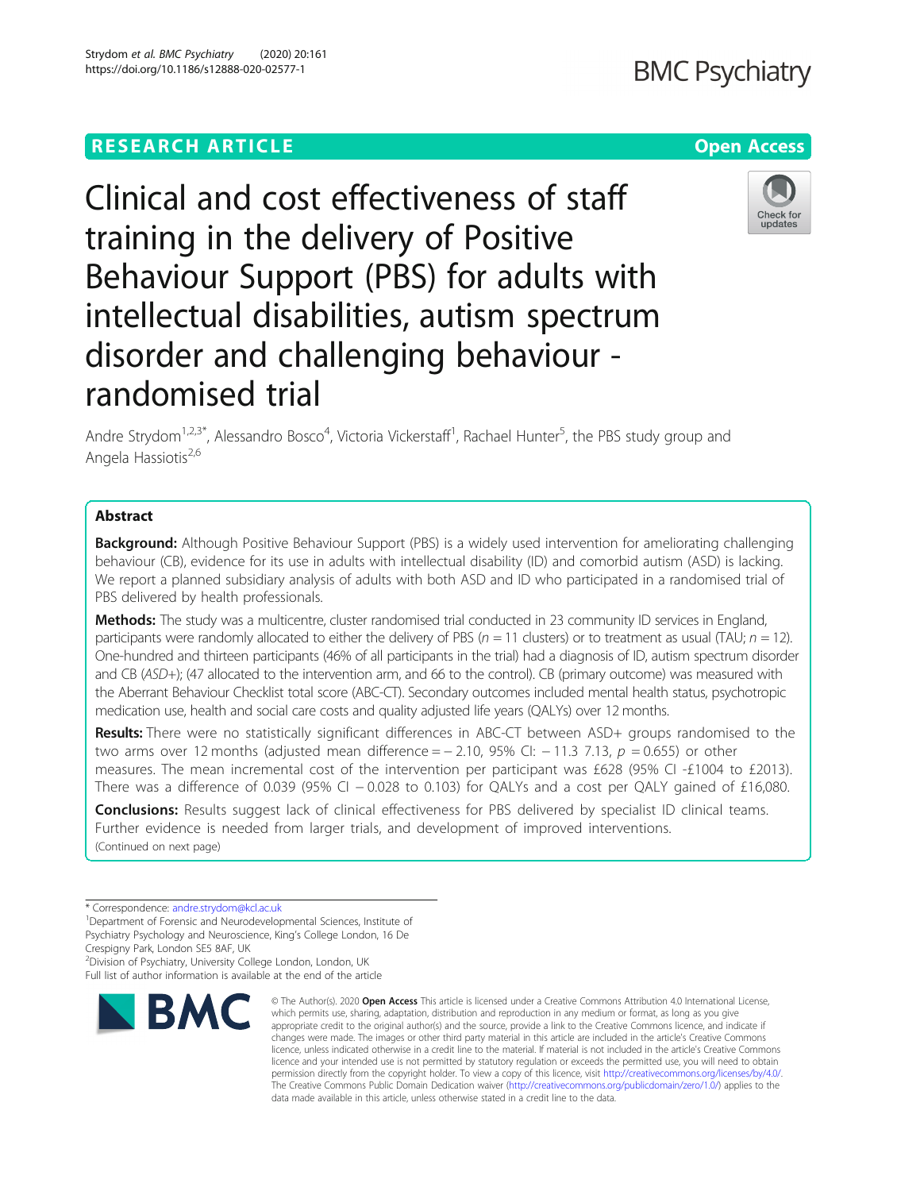RESEARCH ARTICLE

Open Access

# Clinical and cost effectiveness of staff training in the delivery of Positive Behaviour Support (PBS) for adults with intellectual disabilities, autism spectrum disorder and challenging behaviour - randomised trial

Andre Strydom[1,2,3*], Alessandro Bosco[4], Victoria Vickerstaff[1], Rachael Hunter[5], the PBS study group and Angela Hassiotis[2,6]

## Abstract

**Background:** Although Positive Behaviour Support (PBS) is a widely used intervention for ameliorating challenging behaviour (CB), evidence for its use in adults with intellectual disability (ID) and comorbid autism (ASD) is lacking. We report a planned subsidiary analysis of adults with both ASD and ID who participated in a randomised trial of PBS delivered by health professionals.

**Methods:** The study was a multicentre, cluster randomised trial conducted in 23 community ID services in England, participants were randomly allocated to either the delivery of PBS ($n = 11$ clusters) or to treatment as usual (TAU; $n = 12$). One-hundred and thirteen participants (46% of all participants in the trial) had a diagnosis of ID, autism spectrum disorder and CB (*ASD+*); (47 allocated to the intervention arm, and 66 to the control). CB (primary outcome) was measured with the Aberrant Behaviour Checklist total score (ABC-CT). Secondary outcomes included mental health status, psychotropic medication use, health and social care costs and quality adjusted life years (QALYs) over 12 months.

**Results:** There were no statistically significant differences in ABC-CT between ASD+ groups randomised to the two arms over 12 months (adjusted mean difference = − 2.10, 95% CI: − 11.3 7.13, $p$ = 0.655) or other measures. The mean incremental cost of the intervention per participant was £628 (95% CI -£1004 to £2013). There was a difference of 0.039 (95% CI − 0.028 to 0.103) for QALYs and a cost per QALY gained of £16,080.

**Conclusions:** Results suggest lack of clinical effectiveness for PBS delivered by specialist ID clinical teams. Further evidence is needed from larger trials, and development of improved interventions.

(Continued on next page)

\* Correspondence: andre.strydom@kcl.ac.uk

[1]Department of Forensic and Neurodevelopmental Sciences, Institute of Psychiatry Psychology and Neuroscience, King's College London, 16 De Crespigny Park, London SE5 8AF, UK

[2]Division of Psychiatry, University College London, London, UK

Full list of author information is available at the end of the article

© The Author(s). 2020 **Open Access** This article is licensed under a Creative Commons Attribution 4.0 International License, which permits use, sharing, adaptation, distribution and reproduction in any medium or format, as long as you give appropriate credit to the original author(s) and the source, provide a link to the Creative Commons licence, and indicate if changes were made. The images or other third party material in this article are included in the article's Creative Commons licence, unless indicated otherwise in a credit line to the material. If material is not included in the article's Creative Commons licence and your intended use is not permitted by statutory regulation or exceeds the permitted use, you will need to obtain permission directly from the copyright holder. To view a copy of this licence, visit http://creativecommons.org/licenses/by/4.0/. The Creative Commons Public Domain Dedication waiver (http://creativecommons.org/publicdomain/zero/1.0/) applies to the data made available in this article, unless otherwise stated in a credit line to the data.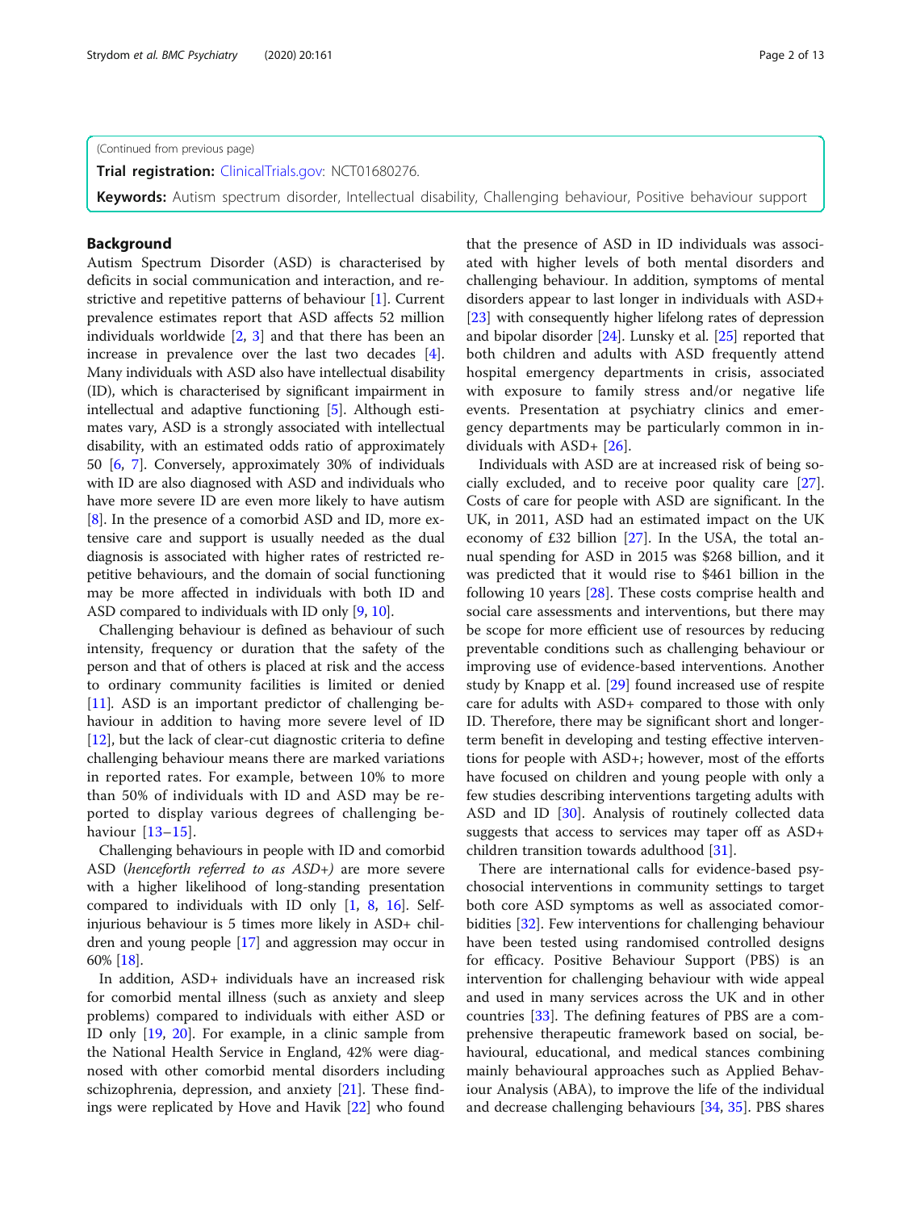(Continued from previous page)

**Trial registration:** ClinicalTrials.gov: NCT01680276.

**Keywords:** Autism spectrum disorder, Intellectual disability, Challenging behaviour, Positive behaviour support

## Background

Autism Spectrum Disorder (ASD) is characterised by deficits in social communication and interaction, and restrictive and repetitive patterns of behaviour [1]. Current prevalence estimates report that ASD affects 52 million individuals worldwide [2, 3] and that there has been an increase in prevalence over the last two decades [4]. Many individuals with ASD also have intellectual disability (ID), which is characterised by significant impairment in intellectual and adaptive functioning [5]. Although estimates vary, ASD is a strongly associated with intellectual disability, with an estimated odds ratio of approximately 50 [6, 7]. Conversely, approximately 30% of individuals with ID are also diagnosed with ASD and individuals who have more severe ID are even more likely to have autism [8]. In the presence of a comorbid ASD and ID, more extensive care and support is usually needed as the dual diagnosis is associated with higher rates of restricted repetitive behaviours, and the domain of social functioning may be more affected in individuals with both ID and ASD compared to individuals with ID only [9, 10].

Challenging behaviour is defined as behaviour of such intensity, frequency or duration that the safety of the person and that of others is placed at risk and the access to ordinary community facilities is limited or denied [11]. ASD is an important predictor of challenging behaviour in addition to having more severe level of ID [12], but the lack of clear-cut diagnostic criteria to define challenging behaviour means there are marked variations in reported rates. For example, between 10% to more than 50% of individuals with ID and ASD may be reported to display various degrees of challenging behaviour [13–15].

Challenging behaviours in people with ID and comorbid ASD (*henceforth referred to as ASD+)* are more severe with a higher likelihood of long-standing presentation compared to individuals with ID only [1, 8, 16]. Self-injurious behaviour is 5 times more likely in ASD+ children and young people [17] and aggression may occur in 60% [18].

In addition, ASD+ individuals have an increased risk for comorbid mental illness (such as anxiety and sleep problems) compared to individuals with either ASD or ID only [19, 20]. For example, in a clinic sample from the National Health Service in England, 42% were diagnosed with other comorbid mental disorders including schizophrenia, depression, and anxiety [21]. These findings were replicated by Hove and Havik [22] who found that the presence of ASD in ID individuals was associated with higher levels of both mental disorders and challenging behaviour. In addition, symptoms of mental disorders appear to last longer in individuals with ASD+ [23] with consequently higher lifelong rates of depression and bipolar disorder [24]. Lunsky et al. [25] reported that both children and adults with ASD frequently attend hospital emergency departments in crisis, associated with exposure to family stress and/or negative life events. Presentation at psychiatry clinics and emergency departments may be particularly common in individuals with ASD+ [26].

Individuals with ASD are at increased risk of being socially excluded, and to receive poor quality care [27]. Costs of care for people with ASD are significant. In the UK, in 2011, ASD had an estimated impact on the UK economy of £32 billion [27]. In the USA, the total annual spending for ASD in 2015 was $268 billion, and it was predicted that it would rise to $461 billion in the following 10 years [28]. These costs comprise health and social care assessments and interventions, but there may be scope for more efficient use of resources by reducing preventable conditions such as challenging behaviour or improving use of evidence-based interventions. Another study by Knapp et al. [29] found increased use of respite care for adults with ASD+ compared to those with only ID. Therefore, there may be significant short and longer-term benefit in developing and testing effective interventions for people with ASD+; however, most of the efforts have focused on children and young people with only a few studies describing interventions targeting adults with ASD and ID [30]. Analysis of routinely collected data suggests that access to services may taper off as ASD+ children transition towards adulthood [31].

There are international calls for evidence-based psychosocial interventions in community settings to target both core ASD symptoms as well as associated comorbidities [32]. Few interventions for challenging behaviour have been tested using randomised controlled designs for efficacy. Positive Behaviour Support (PBS) is an intervention for challenging behaviour with wide appeal and used in many services across the UK and in other countries [33]. The defining features of PBS are a comprehensive therapeutic framework based on social, behavioural, educational, and medical stances combining mainly behavioural approaches such as Applied Behaviour Analysis (ABA), to improve the life of the individual and decrease challenging behaviours [34, 35]. PBS shares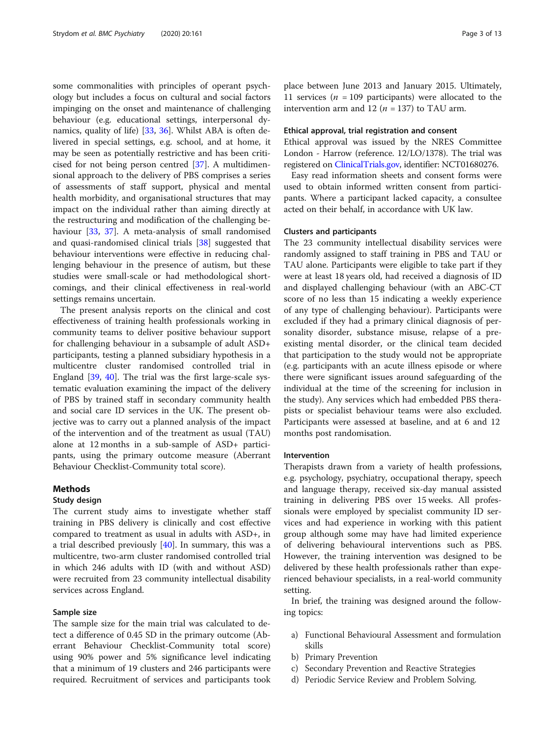some commonalities with principles of operant psychology but includes a focus on cultural and social factors impinging on the onset and maintenance of challenging behaviour (e.g. educational settings, interpersonal dynamics, quality of life) [33, 36]. Whilst ABA is often delivered in special settings, e.g. school, and at home, it may be seen as potentially restrictive and has been criticised for not being person centred [37]. A multidimensional approach to the delivery of PBS comprises a series of assessments of staff support, physical and mental health morbidity, and organisational structures that may impact on the individual rather than aiming directly at the restructuring and modification of the challenging behaviour [33, 37]. A meta-analysis of small randomised and quasi-randomised clinical trials [38] suggested that behaviour interventions were effective in reducing challenging behaviour in the presence of autism, but these studies were small-scale or had methodological shortcomings, and their clinical effectiveness in real-world settings remains uncertain.

The present analysis reports on the clinical and cost effectiveness of training health professionals working in community teams to deliver positive behaviour support for challenging behaviour in a subsample of adult ASD+ participants, testing a planned subsidiary hypothesis in a multicentre cluster randomised controlled trial in England [39, 40]. The trial was the first large-scale systematic evaluation examining the impact of the delivery of PBS by trained staff in secondary community health and social care ID services in the UK. The present objective was to carry out a planned analysis of the impact of the intervention and of the treatment as usual (TAU) alone at 12 months in a sub-sample of ASD+ participants, using the primary outcome measure (Aberrant Behaviour Checklist-Community total score).

## Methods

### Study design

The current study aims to investigate whether staff training in PBS delivery is clinically and cost effective compared to treatment as usual in adults with ASD+, in a trial described previously [40]. In summary, this was a multicentre, two-arm cluster randomised controlled trial in which 246 adults with ID (with and without ASD) were recruited from 23 community intellectual disability services across England.

### Sample size

The sample size for the main trial was calculated to detect a difference of 0.45 SD in the primary outcome (Aberrant Behaviour Checklist-Community total score) using 90% power and 5% significance level indicating that a minimum of 19 clusters and 246 participants were required. Recruitment of services and participants took place between June 2013 and January 2015. Ultimately, 11 services ($n$ = 109 participants) were allocated to the intervention arm and 12 ($n$ = 137) to TAU arm.

### Ethical approval, trial registration and consent

Ethical approval was issued by the NRES Committee London - Harrow (reference. 12/LO/1378). The trial was registered on ClinicalTrials.gov, identifier: NCT01680276.

Easy read information sheets and consent forms were used to obtain informed written consent from participants. Where a participant lacked capacity, a consultee acted on their behalf, in accordance with UK law.

### Clusters and participants

The 23 community intellectual disability services were randomly assigned to staff training in PBS and TAU or TAU alone. Participants were eligible to take part if they were at least 18 years old, had received a diagnosis of ID and displayed challenging behaviour (with an ABC-CT score of no less than 15 indicating a weekly experience of any type of challenging behaviour). Participants were excluded if they had a primary clinical diagnosis of personality disorder, substance misuse, relapse of a pre-existing mental disorder, or the clinical team decided that participation to the study would not be appropriate (e.g. participants with an acute illness episode or where there were significant issues around safeguarding of the individual at the time of the screening for inclusion in the study). Any services which had embedded PBS therapists or specialist behaviour teams were also excluded. Participants were assessed at baseline, and at 6 and 12 months post randomisation.

### Intervention

Therapists drawn from a variety of health professions, e.g. psychology, psychiatry, occupational therapy, speech and language therapy, received six-day manual assisted training in delivering PBS over 15 weeks. All professionals were employed by specialist community ID services and had experience in working with this patient group although some may have had limited experience of delivering behavioural interventions such as PBS. However, the training intervention was designed to be delivered by these health professionals rather than experienced behaviour specialists, in a real-world community setting.

In brief, the training was designed around the following topics:

a) Functional Behavioural Assessment and formulation skills
b) Primary Prevention
c) Secondary Prevention and Reactive Strategies
d) Periodic Service Review and Problem Solving.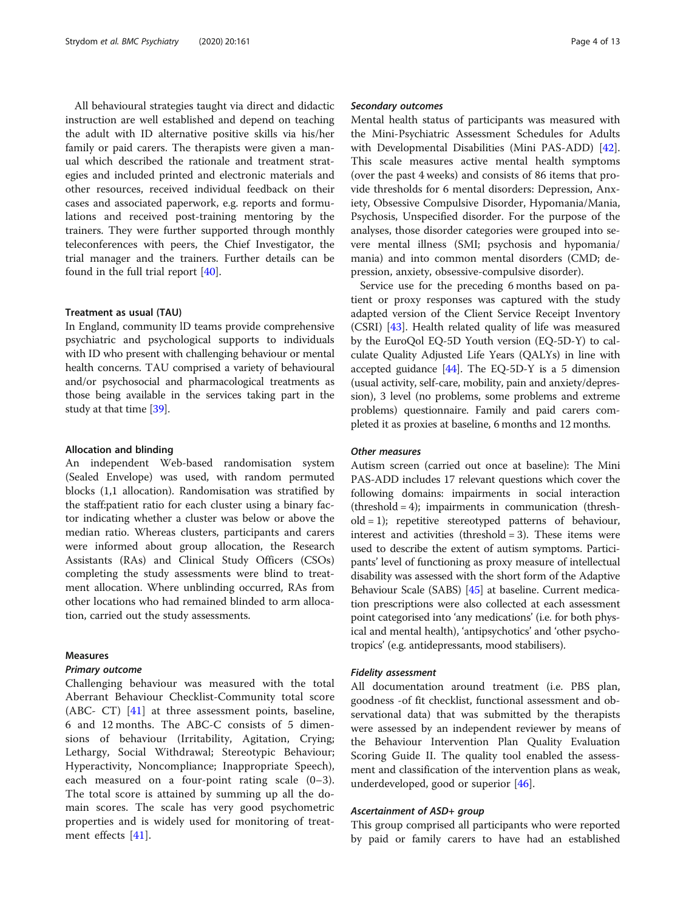All behavioural strategies taught via direct and didactic instruction are well established and depend on teaching the adult with ID alternative positive skills via his/her family or paid carers. The therapists were given a manual which described the rationale and treatment strategies and included printed and electronic materials and other resources, received individual feedback on their cases and associated paperwork, e.g. reports and formulations and received post-training mentoring by the trainers. They were further supported through monthly teleconferences with peers, the Chief Investigator, the trial manager and the trainers. Further details can be found in the full trial report [40].

### Treatment as usual (TAU)

In England, community ID teams provide comprehensive psychiatric and psychological supports to individuals with ID who present with challenging behaviour or mental health concerns. TAU comprised a variety of behavioural and/or psychosocial and pharmacological treatments as those being available in the services taking part in the study at that time [39].

### Allocation and blinding

An independent Web-based randomisation system (Sealed Envelope) was used, with random permuted blocks (1,1 allocation). Randomisation was stratified by the staff:patient ratio for each cluster using a binary factor indicating whether a cluster was below or above the median ratio. Whereas clusters, participants and carers were informed about group allocation, the Research Assistants (RAs) and Clinical Study Officers (CSOs) completing the study assessments were blind to treatment allocation. Where unblinding occurred, RAs from other locations who had remained blinded to arm allocation, carried out the study assessments.

### Measures

#### *Primary outcome*

Challenging behaviour was measured with the total Aberrant Behaviour Checklist-Community total score (ABC- CT) [41] at three assessment points, baseline, 6 and 12 months. The ABC-C consists of 5 dimensions of behaviour (Irritability, Agitation, Crying; Lethargy, Social Withdrawal; Stereotypic Behaviour; Hyperactivity, Noncompliance; Inappropriate Speech), each measured on a four-point rating scale (0–3). The total score is attained by summing up all the domain scores. The scale has very good psychometric properties and is widely used for monitoring of treatment effects [41].

#### *Secondary outcomes*

Mental health status of participants was measured with the Mini-Psychiatric Assessment Schedules for Adults with Developmental Disabilities (Mini PAS-ADD) [42]. This scale measures active mental health symptoms (over the past 4 weeks) and consists of 86 items that provide thresholds for 6 mental disorders: Depression, Anxiety, Obsessive Compulsive Disorder, Hypomania/Mania, Psychosis, Unspecified disorder. For the purpose of the analyses, those disorder categories were grouped into severe mental illness (SMI; psychosis and hypomania/mania) and into common mental disorders (CMD; depression, anxiety, obsessive-compulsive disorder).

Service use for the preceding 6 months based on patient or proxy responses was captured with the study adapted version of the Client Service Receipt Inventory (CSRI) [43]. Health related quality of life was measured by the EuroQol EQ-5D Youth version (EQ-5D-Y) to calculate Quality Adjusted Life Years (QALYs) in line with accepted guidance [44]. The EQ-5D-Y is a 5 dimension (usual activity, self-care, mobility, pain and anxiety/depression), 3 level (no problems, some problems and extreme problems) questionnaire. Family and paid carers completed it as proxies at baseline, 6 months and 12 months.

#### *Other measures*

Autism screen (carried out once at baseline): The Mini PAS-ADD includes 17 relevant questions which cover the following domains: impairments in social interaction (threshold = 4); impairments in communication (threshold = 1); repetitive stereotyped patterns of behaviour, interest and activities (threshold = 3). These items were used to describe the extent of autism symptoms. Participants' level of functioning as proxy measure of intellectual disability was assessed with the short form of the Adaptive Behaviour Scale (SABS) [45] at baseline. Current medication prescriptions were also collected at each assessment point categorised into 'any medications' (i.e. for both physical and mental health), 'antipsychotics' and 'other psychotropics' (e.g. antidepressants, mood stabilisers).

#### *Fidelity assessment*

All documentation around treatment (i.e. PBS plan, goodness -of fit checklist, functional assessment and observational data) that was submitted by the therapists were assessed by an independent reviewer by means of the Behaviour Intervention Plan Quality Evaluation Scoring Guide II. The quality tool enabled the assessment and classification of the intervention plans as weak, underdeveloped, good or superior [46].

#### *Ascertainment of ASD+ group*

This group comprised all participants who were reported by paid or family carers to have had an established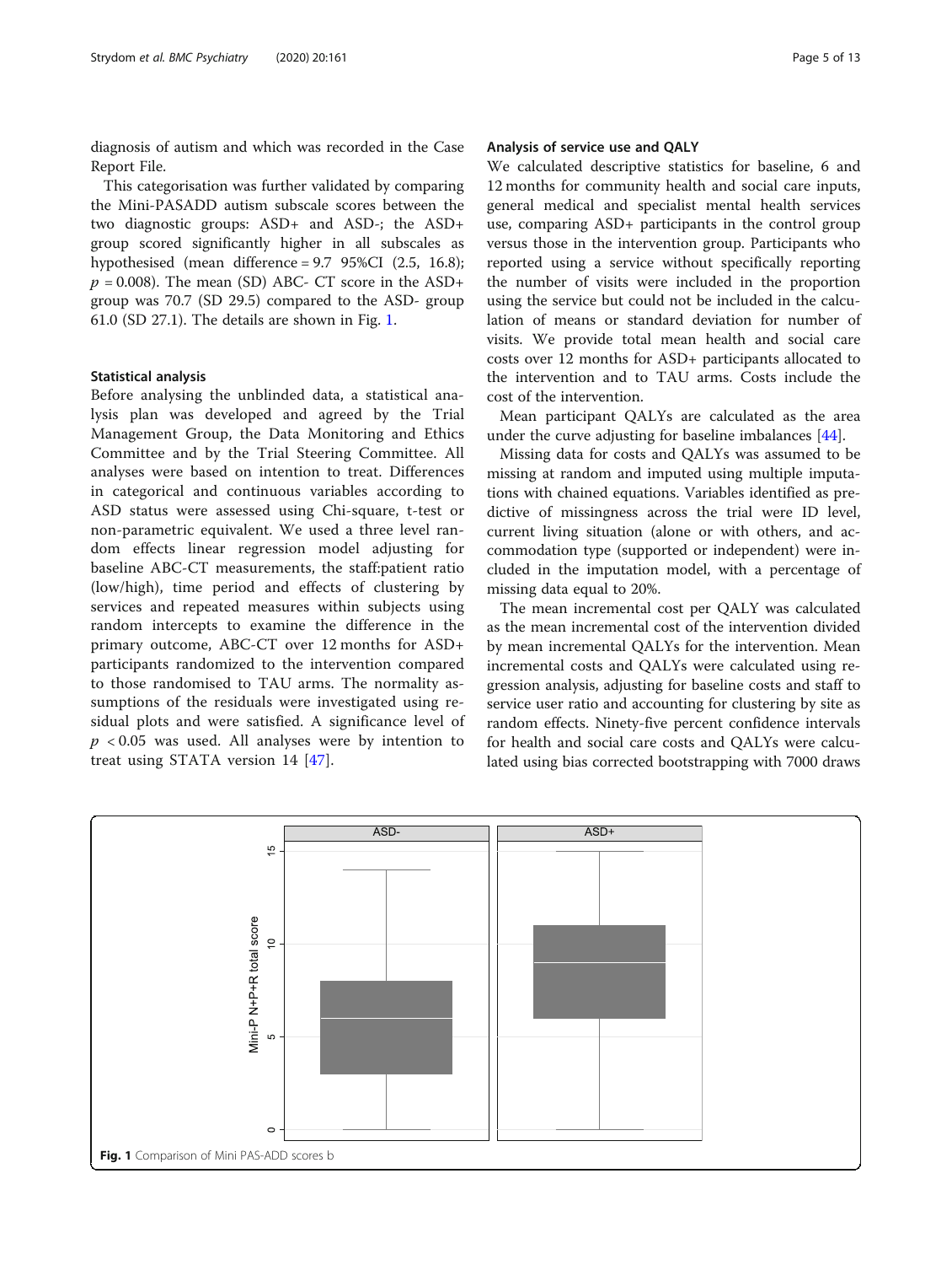diagnosis of autism and which was recorded in the Case Report File.

This categorisation was further validated by comparing the Mini-PASADD autism subscale scores between the two diagnostic groups: ASD+ and ASD-; the ASD+ group scored significantly higher in all subscales as hypothesised (mean difference = 9.7 95%CI (2.5, 16.8); $p = 0.008$). The mean (SD) ABC- CT score in the ASD+ group was 70.7 (SD 29.5) compared to the ASD- group 61.0 (SD 27.1). The details are shown in Fig. 1.

### Statistical analysis

Before analysing the unblinded data, a statistical analysis plan was developed and agreed by the Trial Management Group, the Data Monitoring and Ethics Committee and by the Trial Steering Committee. All analyses were based on intention to treat. Differences in categorical and continuous variables according to ASD status were assessed using Chi-square, t-test or non-parametric equivalent. We used a three level random effects linear regression model adjusting for baseline ABC-CT measurements, the staff:patient ratio (low/high), time period and effects of clustering by services and repeated measures within subjects using random intercepts to examine the difference in the primary outcome, ABC-CT over 12 months for ASD+ participants randomized to the intervention compared to those randomised to TAU arms. The normality assumptions of the residuals were investigated using residual plots and were satisfied. A significance level of $p < 0.05$ was used. All analyses were by intention to treat using STATA version 14 [47].

### Analysis of service use and QALY

We calculated descriptive statistics for baseline, 6 and 12 months for community health and social care inputs, general medical and specialist mental health services use, comparing ASD+ participants in the control group versus those in the intervention group. Participants who reported using a service without specifically reporting the number of visits were included in the proportion using the service but could not be included in the calculation of means or standard deviation for number of visits. We provide total mean health and social care costs over 12 months for ASD+ participants allocated to the intervention and to TAU arms. Costs include the cost of the intervention.

Mean participant QALYs are calculated as the area under the curve adjusting for baseline imbalances [44].

Missing data for costs and QALYs was assumed to be missing at random and imputed using multiple imputations with chained equations. Variables identified as predictive of missingness across the trial were ID level, current living situation (alone or with others, and accommodation type (supported or independent) were included in the imputation model, with a percentage of missing data equal to 20%.

The mean incremental cost per QALY was calculated as the mean incremental cost of the intervention divided by mean incremental QALYs for the intervention. Mean incremental costs and QALYs were calculated using regression analysis, adjusting for baseline costs and staff to service user ratio and accounting for clustering by site as random effects. Ninety-five percent confidence intervals for health and social care costs and QALYs were calculated using bias corrected bootstrapping with 7000 draws

**Fig. 1** Comparison of Mini PAS-ADD scores b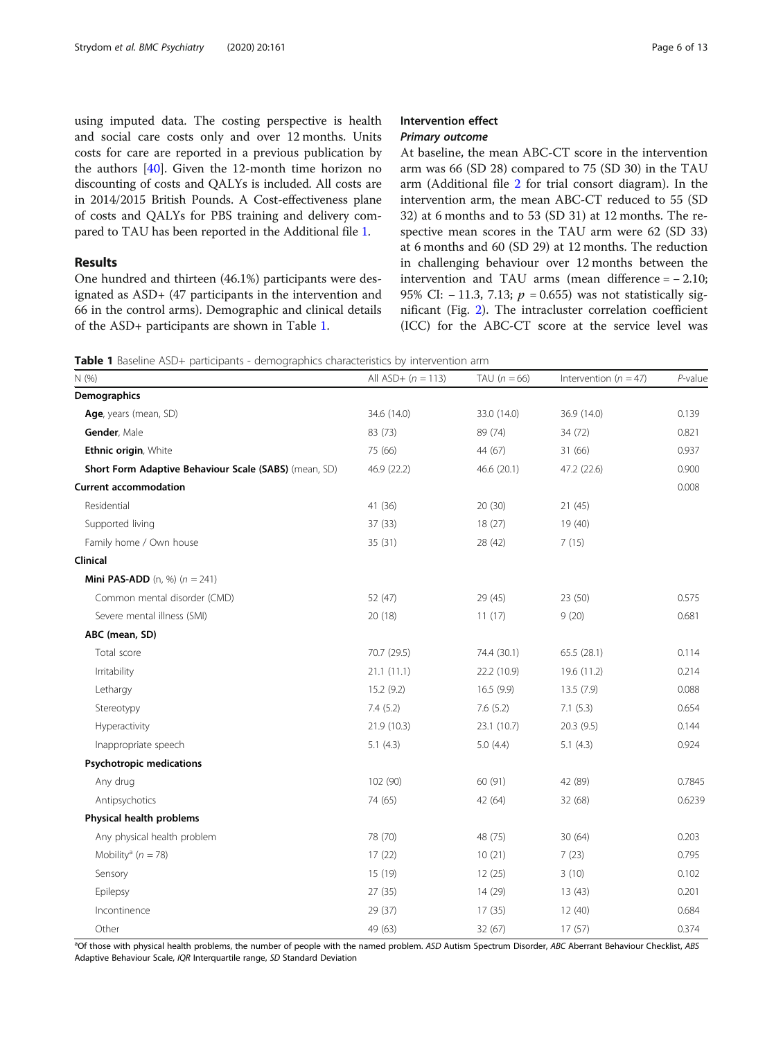using imputed data. The costing perspective is health and social care costs only and over 12 months. Units costs for care are reported in a previous publication by the authors [40]. Given the 12-month time horizon no discounting of costs and QALYs is included. All costs are in 2014/2015 British Pounds. A Cost-effectiveness plane of costs and QALYs for PBS training and delivery compared to TAU has been reported in the Additional file 1.

## Results

One hundred and thirteen (46.1%) participants were designated as ASD+ (47 participants in the intervention and 66 in the control arms). Demographic and clinical details of the ASD+ participants are shown in Table 1.

### Intervention effect

#### *Primary outcome*

At baseline, the mean ABC-CT score in the intervention arm was 66 (SD 28) compared to 75 (SD 30) in the TAU arm (Additional file 2 for trial consort diagram). In the intervention arm, the mean ABC-CT reduced to 55 (SD 32) at 6 months and to 53 (SD 31) at 12 months. The respective mean scores in the TAU arm were 62 (SD 33) at 6 months and 60 (SD 29) at 12 months. The reduction in challenging behaviour over 12 months between the intervention and TAU arms (mean difference = − 2.10; 95% CI: − 11.3, 7.13; $p$ = 0.655) was not statistically significant (Fig. 2). The intracluster correlation coefficient (ICC) for the ABC-CT score at the service level was

**Table 1** Baseline ASD+ participants - demographics characteristics by intervention arm

| N (%) | All ASD+ ($n$ = 113) | TAU ($n$ = 66) | Intervention ($n$ = 47) | *P*-value |
|---|---|---|---|---|
| **Demographics** | | | | |
| **Age**, years (mean, SD) | 34.6 (14.0) | 33.0 (14.0) | 36.9 (14.0) | 0.139 |
| **Gender**, Male | 83 (73) | 89 (74) | 34 (72) | 0.821 |
| **Ethnic origin**, White | 75 (66) | 44 (67) | 31 (66) | 0.937 |
| **Short Form Adaptive Behaviour Scale (SABS)** (mean, SD) | 46.9 (22.2) | 46.6 (20.1) | 47.2 (22.6) | 0.900 |
| **Current accommodation** | | | | 0.008 |
| Residential | 41 (36) | 20 (30) | 21 (45) | |
| Supported living | 37 (33) | 18 (27) | 19 (40) | |
| Family home / Own house | 35 (31) | 28 (42) | 7 (15) | |
| **Clinical** | | | | |
| **Mini PAS-ADD** (n, %) ($n$ = 241) | | | | |
| Common mental disorder (CMD) | 52 (47) | 29 (45) | 23 (50) | 0.575 |
| Severe mental illness (SMI) | 20 (18) | 11 (17) | 9 (20) | 0.681 |
| **ABC (mean, SD)** | | | | |
| Total score | 70.7 (29.5) | 74.4 (30.1) | 65.5 (28.1) | 0.114 |
| Irritability | 21.1 (11.1) | 22.2 (10.9) | 19.6 (11.2) | 0.214 |
| Lethargy | 15.2 (9.2) | 16.5 (9.9) | 13.5 (7.9) | 0.088 |
| Stereotypy | 7.4 (5.2) | 7.6 (5.2) | 7.1 (5.3) | 0.654 |
| Hyperactivity | 21.9 (10.3) | 23.1 (10.7) | 20.3 (9.5) | 0.144 |
| Inappropriate speech | 5.1 (4.3) | 5.0 (4.4) | 5.1 (4.3) | 0.924 |
| **Psychotropic medications** | | | | |
| Any drug | 102 (90) | 60 (91) | 42 (89) | 0.7845 |
| Antipsychotics | 74 (65) | 42 (64) | 32 (68) | 0.6239 |
| **Physical health problems** | | | | |
| Any physical health problem | 78 (70) | 48 (75) | 30 (64) | 0.203 |
| Mobility[a] ($n$ = 78) | 17 (22) | 10 (21) | 7 (23) | 0.795 |
| Sensory | 15 (19) | 12 (25) | 3 (10) | 0.102 |
| Epilepsy | 27 (35) | 14 (29) | 13 (43) | 0.201 |
| Incontinence | 29 (37) | 17 (35) | 12 (40) | 0.684 |
| Other | 49 (63) | 32 (67) | 17 (57) | 0.374 |

[a]Of those with physical health problems, the number of people with the named problem. *ASD* Autism Spectrum Disorder, *ABC* Aberrant Behaviour Checklist, *ABS* Adaptive Behaviour Scale, *IQR* Interquartile range, *SD* Standard Deviation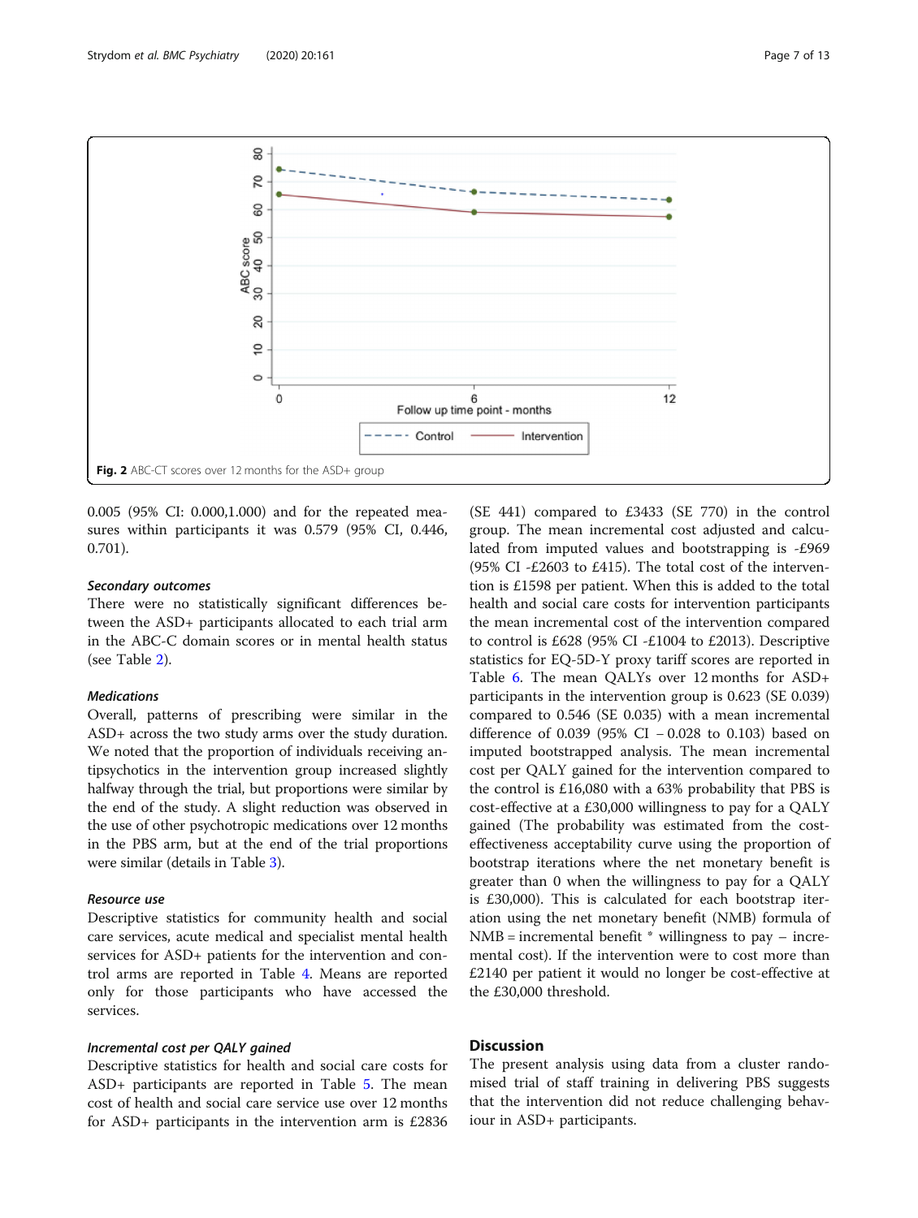Fig. 2 ABC-CT scores over 12 months for the ASD+ group

0.005 (95% CI: 0.000,1.000) and for the repeated measures within participants it was 0.579 (95% CI, 0.446, 0.701).

#### Secondary outcomes

There were no statistically significant differences between the ASD+ participants allocated to each trial arm in the ABC-C domain scores or in mental health status (see Table 2).

#### Medications

Overall, patterns of prescribing were similar in the ASD+ across the two study arms over the study duration. We noted that the proportion of individuals receiving antipsychotics in the intervention group increased slightly halfway through the trial, but proportions were similar by the end of the study. A slight reduction was observed in the use of other psychotropic medications over 12 months in the PBS arm, but at the end of the trial proportions were similar (details in Table 3).

#### Resource use

Descriptive statistics for community health and social care services, acute medical and specialist mental health services for ASD+ patients for the intervention and control arms are reported in Table 4. Means are reported only for those participants who have accessed the services.

#### Incremental cost per QALY gained

Descriptive statistics for health and social care costs for ASD+ participants are reported in Table 5. The mean cost of health and social care service use over 12 months for ASD+ participants in the intervention arm is £2836 (SE 441) compared to £3433 (SE 770) in the control group. The mean incremental cost adjusted and calculated from imputed values and bootstrapping is -£969 (95% CI -£2603 to £415). The total cost of the intervention is £1598 per patient. When this is added to the total health and social care costs for intervention participants the mean incremental cost of the intervention compared to control is £628 (95% CI -£1004 to £2013). Descriptive statistics for EQ-5D-Y proxy tariff scores are reported in Table 6. The mean QALYs over 12 months for ASD+ participants in the intervention group is 0.623 (SE 0.039) compared to 0.546 (SE 0.035) with a mean incremental difference of 0.039 (95% CI − 0.028 to 0.103) based on imputed bootstrapped analysis. The mean incremental cost per QALY gained for the intervention compared to the control is £16,080 with a 63% probability that PBS is cost-effective at a £30,000 willingness to pay for a QALY gained (The probability was estimated from the cost-effectiveness acceptability curve using the proportion of bootstrap iterations where the net monetary benefit is greater than 0 when the willingness to pay for a QALY is £30,000). This is calculated for each bootstrap iteration using the net monetary benefit (NMB) formula of NMB = incremental benefit * willingness to pay – incremental cost). If the intervention were to cost more than £2140 per patient it would no longer be cost-effective at the £30,000 threshold.

## Discussion

The present analysis using data from a cluster randomised trial of staff training in delivering PBS suggests that the intervention did not reduce challenging behaviour in ASD+ participants.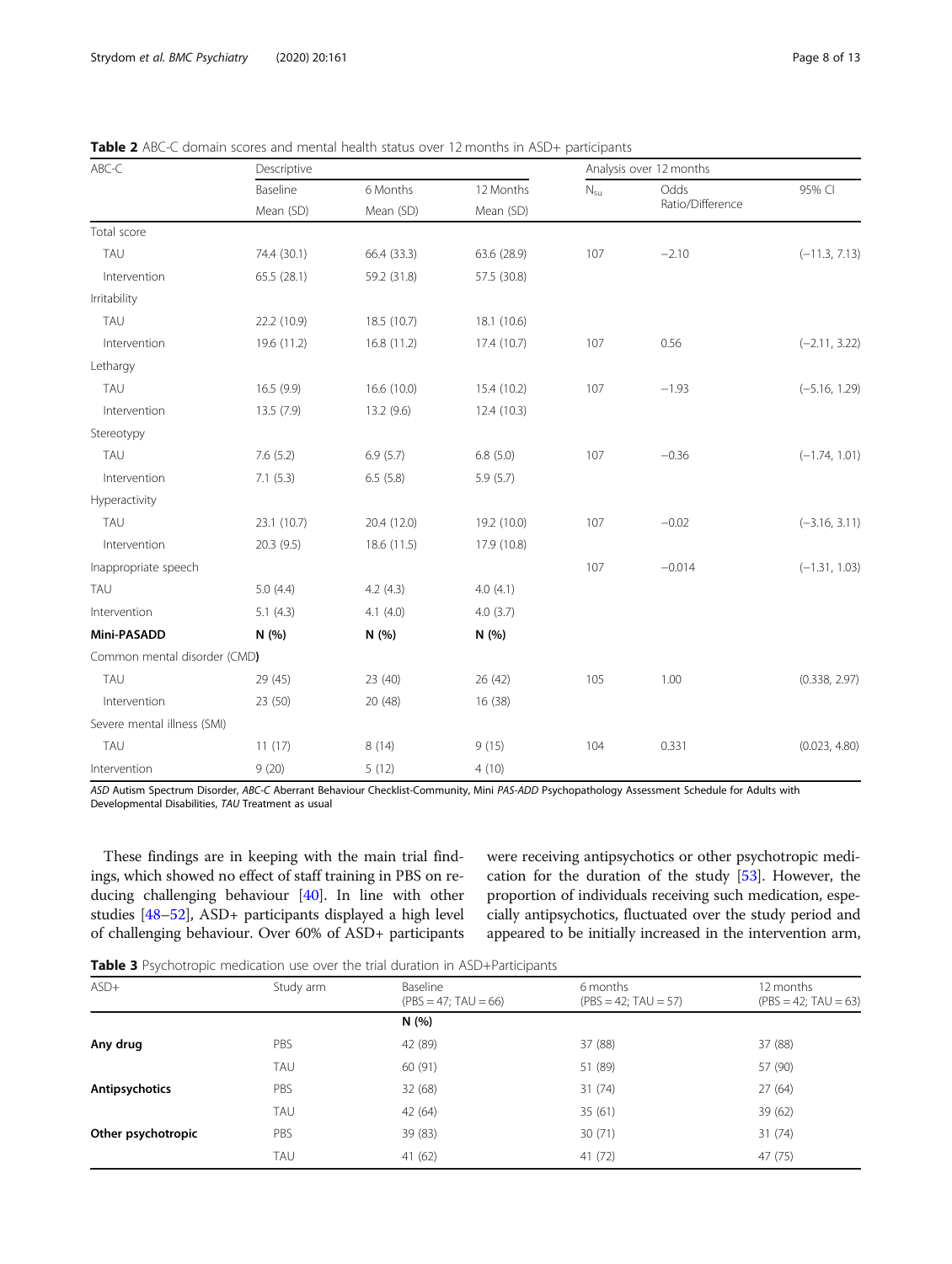**Table 2** ABC-C domain scores and mental health status over 12 months in ASD+ participants

| ABC-C | Descriptive | | | Analysis over 12 months | | |
|---|---|---|---|---|---|---|
| | Baseline | 6 Months | 12 Months | $N_{su}$ | Odds Ratio/Difference | 95% CI |
| | Mean (SD) | Mean (SD) | Mean (SD) | | | |
| Total score | | | | | | |
| TAU | 74.4 (30.1) | 66.4 (33.3) | 63.6 (28.9) | 107 | −2.10 | (−11.3, 7.13) |
| Intervention | 65.5 (28.1) | 59.2 (31.8) | 57.5 (30.8) | | | |
| Irritability | | | | | | |
| TAU | 22.2 (10.9) | 18.5 (10.7) | 18.1 (10.6) | | | |
| Intervention | 19.6 (11.2) | 16.8 (11.2) | 17.4 (10.7) | 107 | 0.56 | (−2.11, 3.22) |
| Lethargy | | | | | | |
| TAU | 16.5 (9.9) | 16.6 (10.0) | 15.4 (10.2) | 107 | −1.93 | (−5.16, 1.29) |
| Intervention | 13.5 (7.9) | 13.2 (9.6) | 12.4 (10.3) | | | |
| Stereotypy | | | | | | |
| TAU | 7.6 (5.2) | 6.9 (5.7) | 6.8 (5.0) | 107 | −0.36 | (−1.74, 1.01) |
| Intervention | 7.1 (5.3) | 6.5 (5.8) | 5.9 (5.7) | | | |
| Hyperactivity | | | | | | |
| TAU | 23.1 (10.7) | 20.4 (12.0) | 19.2 (10.0) | 107 | −0.02 | (−3.16, 3.11) |
| Intervention | 20.3 (9.5) | 18.6 (11.5) | 17.9 (10.8) | | | |
| Inappropriate speech | | | | 107 | −0.014 | (−1.31, 1.03) |
| TAU | 5.0 (4.4) | 4.2 (4.3) | 4.0 (4.1) | | | |
| Intervention | 5.1 (4.3) | 4.1 (4.0) | 4.0 (3.7) | | | |
| **Mini-PASADD** | **N (%)** | **N (%)** | **N (%)** | | | |
| Common mental disorder (CMD) | | | | | | |
| TAU | 29 (45) | 23 (40) | 26 (42) | 105 | 1.00 | (0.338, 2.97) |
| Intervention | 23 (50) | 20 (48) | 16 (38) | | | |
| Severe mental illness (SMI) | | | | | | |
| TAU | 11 (17) | 8 (14) | 9 (15) | 104 | 0.331 | (0.023, 4.80) |
| Intervention | 9 (20) | 5 (12) | 4 (10) | | | |

*ASD* Autism Spectrum Disorder, *ABC-C* Aberrant Behaviour Checklist-Community, Mini *PAS-ADD* Psychopathology Assessment Schedule for Adults with Developmental Disabilities, *TAU* Treatment as usual

These findings are in keeping with the main trial findings, which showed no effect of staff training in PBS on reducing challenging behaviour [40]. In line with other studies [48–52], ASD+ participants displayed a high level of challenging behaviour. Over 60% of ASD+ participants were receiving antipsychotics or other psychotropic medication for the duration of the study [53]. However, the proportion of individuals receiving such medication, especially antipsychotics, fluctuated over the study period and appeared to be initially increased in the intervention arm,

**Table 3** Psychotropic medication use over the trial duration in ASD+Participants

| ASD+ | Study arm | Baseline (PBS = 47; TAU = 66) | 6 months (PBS = 42; TAU = 57) | 12 months (PBS = 42; TAU = 63) |
|---|---|---|---|---|
| | | **N (%)** | | |
| **Any drug** | PBS | 42 (89) | 37 (88) | 37 (88) |
| | TAU | 60 (91) | 51 (89) | 57 (90) |
| **Antipsychotics** | PBS | 32 (68) | 31 (74) | 27 (64) |
| | TAU | 42 (64) | 35 (61) | 39 (62) |
| **Other psychotropic** | PBS | 39 (83) | 30 (71) | 31 (74) |
| | TAU | 41 (62) | 41 (72) | 47 (75) |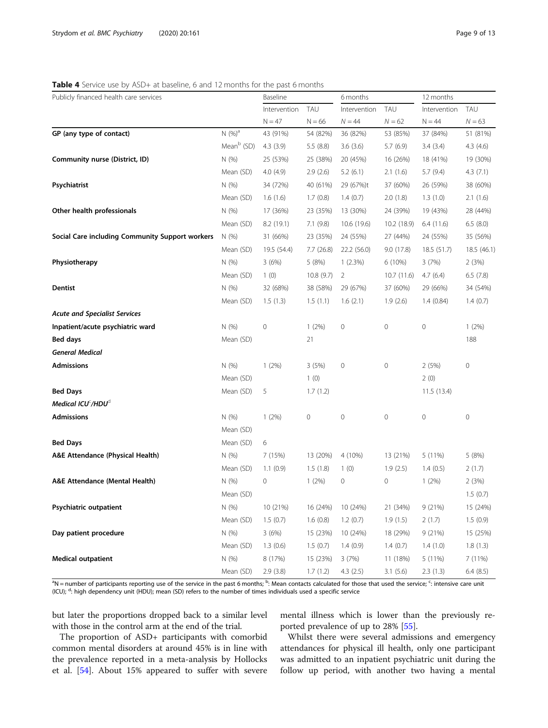**Table 4** Service use by ASD+ at baseline, 6 and 12 months for the past 6 months

| Publicly financed health care services | | Baseline | | 6 months | | 12 months | |
|---|---|---|---|---|---|---|---|
| | | Intervention | TAU | Intervention | TAU | Intervention | TAU |
| | | N = 47 | N = 66 | N = 44 | N = 62 | N = 44 | N = 63 |
| **GP (any type of contact)** | N (%)[a] | 43 (91%) | 54 (82%) | 36 (82%) | 53 (85%) | 37 (84%) | 51 (81%) |
| | Mean[b] (SD) | 4.3 (3.9) | 5.5 (8.8) | 3.6 (3.6) | 5.7 (6.9) | 3.4 (3.4) | 4.3 (4.6) |
| **Community nurse (District, ID)** | N (%) | 25 (53%) | 25 (38%) | 20 (45%) | 16 (26%) | 18 (41%) | 19 (30%) |
| | Mean (SD) | 4.0 (4.9) | 2.9 (2.6) | 5.2 (6.1) | 2.1 (1.6) | 5.7 (9.4) | 4.3 (7.1) |
| **Psychiatrist** | N (%) | 34 (72%) | 40 (61%) | 29 (67%)t | 37 (60%) | 26 (59%) | 38 (60%) |
| | Mean (SD) | 1.6 (1.6) | 1.7 (0.8) | 1.4 (0.7) | 2.0 (1.8) | 1.3 (1.0) | 2.1 (1.6) |
| **Other health professionals** | N (%) | 17 (36%) | 23 (35%) | 13 (30%) | 24 (39%) | 19 (43%) | 28 (44%) |
| | Mean (SD) | 8.2 (19.1) | 7.1 (9.8) | 10.6 (19.6) | 10.2 (18.9) | 6.4 (11.6) | 6.5 (8.0) |
| **Social Care including Community Support workers** | N (%) | 31 (66%) | 23 (35%) | 24 (55%) | 27 (44%) | 24 (55%) | 35 (56%) |
| | Mean (SD) | 19.5 (54.4) | 7.7 (26.8) | 22.2 (56.0) | 9.0 (17.8) | 18.5 (51.7) | 18.5 (46.1) |
| **Physiotherapy** | N (%) | 3 (6%) | 5 (8%) | 1 (2.3%) | 6 (10%) | 3 (7%) | 2 (3%) |
| | Mean (SD) | 1 (0) | 10.8 (9.7) | 2 | 10.7 (11.6) | 4.7 (6.4) | 6.5 (7.8) |
| **Dentist** | N (%) | 32 (68%) | 38 (58%) | 29 (67%) | 37 (60%) | 29 (66%) | 34 (54%) |
| | Mean (SD) | 1.5 (1.3) | 1.5 (1.1) | 1.6 (2.1) | 1.9 (2.6) | 1.4 (0.84) | 1.4 (0.7) |
| ***Acute and Specialist Services*** | | | | | | | |
| **Inpatient/acute psychiatric ward** | N (%) | 0 | 1 (2%) | 0 | 0 | 0 | 1 (2%) |
| **Bed days** | Mean (SD) | | 21 | | | | 188 |
| ***General Medical*** | | | | | | | |
| **Admissions** | N (%) | 1 (2%) | 3 (5%) | 0 | 0 | 2 (5%) | 0 |
| | Mean (SD) | | 1 (0) | | | 2 (0) | |
| **Bed Days** | Mean (SD) | 5 | 1.7 (1.2) | | | 11.5 (13.4) | |
| ***Medical ICU[c]/HDU[d]*** | | | | | | | |
| **Admissions** | N (%) | 1 (2%) | 0 | 0 | 0 | 0 | 0 |
| | Mean (SD) | | | | | | |
| **Bed Days** | Mean (SD) | 6 | | | | | |
| **A&E Attendance (Physical Health)** | N (%) | 7 (15%) | 13 (20%) | 4 (10%) | 13 (21%) | 5 (11%) | 5 (8%) |
| | Mean (SD) | 1.1 (0.9) | 1.5 (1.8) | 1 (0) | 1.9 (2.5) | 1.4 (0.5) | 2 (1.7) |
| **A&E Attendance (Mental Health)** | N (%) | 0 | 1 (2%) | 0 | 0 | 1 (2%) | 2 (3%) |
| | Mean (SD) | | | | | | 1.5 (0.7) |
| **Psychiatric outpatient** | N (%) | 10 (21%) | 16 (24%) | 10 (24%) | 21 (34%) | 9 (21%) | 15 (24%) |
| | Mean (SD) | 1.5 (0.7) | 1.6 (0.8) | 1.2 (0.7) | 1.9 (1.5) | 2 (1.7) | 1.5 (0.9) |
| **Day patient procedure** | N (%) | 3 (6%) | 15 (23%) | 10 (24%) | 18 (29%) | 9 (21%) | 15 (25%) |
| | Mean (SD) | 1.3 (0.6) | 1.5 (0.7) | 1.4 (0.9) | 1.4 (0.7) | 1.4 (1.0) | 1.8 (1.3) |
| **Medical outpatient** | N (%) | 8 (17%) | 15 (23%) | 3 (7%) | 11 (18%) | 5 (11%) | 7 (11%) |
| | Mean (SD) | 2.9 (3.8) | 1.7 (1.2) | 4.3 (2.5) | 3.1 (5.6) | 2.3 (1.3) | 6.4 (8.5) |

[a]N = number of participants reporting use of the service in the past 6 months; [b]: Mean contacts calculated for those that used the service; [c]: intensive care unit (ICU); [d]: high dependency unit (HDU); mean (SD) refers to the number of times individuals used a specific service

but later the proportions dropped back to a similar level with those in the control arm at the end of the trial.

The proportion of ASD+ participants with comorbid common mental disorders at around 45% is in line with the prevalence reported in a meta-analysis by Hollocks et al. [54]. About 15% appeared to suffer with severe mental illness which is lower than the previously reported prevalence of up to 28% [55].

Whilst there were several admissions and emergency attendances for physical ill health, only one participant was admitted to an inpatient psychiatric unit during the follow up period, with another two having a mental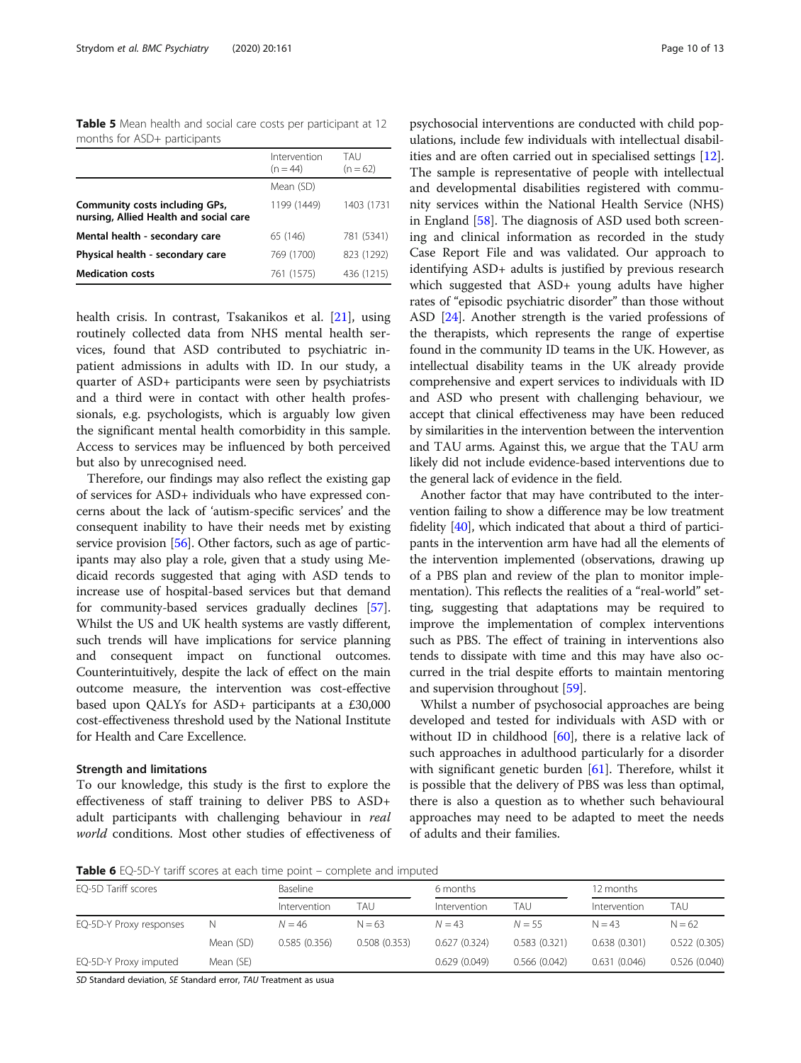**Table 5** Mean health and social care costs per participant at 12 months for ASD+ participants

| | Intervention (n = 44) | TAU (n = 62) |
|---|---|---|
| | Mean (SD) | |
| **Community costs including GPs, nursing, Allied Health and social care** | 1199 (1449) | 1403 (1731 |
| **Mental health - secondary care** | 65 (146) | 781 (5341) |
| **Physical health - secondary care** | 769 (1700) | 823 (1292) |
| **Medication costs** | 761 (1575) | 436 (1215) |

health crisis. In contrast, Tsakanikos et al. [21], using routinely collected data from NHS mental health services, found that ASD contributed to psychiatric inpatient admissions in adults with ID. In our study, a quarter of ASD+ participants were seen by psychiatrists and a third were in contact with other health professionals, e.g. psychologists, which is arguably low given the significant mental health comorbidity in this sample. Access to services may be influenced by both perceived but also by unrecognised need.

Therefore, our findings may also reflect the existing gap of services for ASD+ individuals who have expressed concerns about the lack of 'autism-specific services' and the consequent inability to have their needs met by existing service provision [56]. Other factors, such as age of participants may also play a role, given that a study using Medicaid records suggested that aging with ASD tends to increase use of hospital-based services but that demand for community-based services gradually declines [57]. Whilst the US and UK health systems are vastly different, such trends will have implications for service planning and consequent impact on functional outcomes. Counterintuitively, despite the lack of effect on the main outcome measure, the intervention was cost-effective based upon QALYs for ASD+ participants at a £30,000 cost-effective threshold used by the National Institute for Health and Care Excellence.

## Strength and limitations

To our knowledge, this study is the first to explore the effectiveness of staff training to deliver PBS to ASD+ adult participants with challenging behaviour in *real world* conditions. Most other studies of effectiveness of psychosocial interventions are conducted with child populations, include few individuals with intellectual disabilities and are often carried out in specialised settings [12]. The sample is representative of people with intellectual and developmental disabilities registered with community services within the National Health Service (NHS) in England [58]. The diagnosis of ASD used both screening and clinical information as recorded in the study Case Report File and was validated. Our approach to identifying ASD+ adults is justified by previous research which suggested that ASD+ young adults have higher rates of "episodic psychiatric disorder" than those without ASD [24]. Another strength is the varied professions of the therapists, which represents the range of expertise found in the community ID teams in the UK. However, as intellectual disability teams in the UK already provide comprehensive and expert services to individuals with ID and ASD who present with challenging behaviour, we accept that clinical effectiveness may have been reduced by similarities in the intervention between the intervention and TAU arms. Against this, we argue that the TAU arm likely did not include evidence-based interventions due to the general lack of evidence in the field.

Another factor that may have contributed to the intervention failing to show a difference may be low treatment fidelity [40], which indicated that about a third of participants in the intervention arm have had all the elements of the intervention implemented (observations, drawing up of a PBS plan and review of the plan to monitor implementation). This reflects the realities of a "real-world" setting, suggesting that adaptations may be required to improve the implementation of complex interventions such as PBS. The effect of training in interventions also tends to dissipate with time and this may have also occurred in the trial despite efforts to maintain mentoring and supervision throughout [59].

Whilst a number of psychosocial approaches are being developed and tested for individuals with ASD with or without ID in childhood [60], there is a relative lack of such approaches in adulthood particularly for a disorder with significant genetic burden [61]. Therefore, whilst it is possible that the delivery of PBS was less than optimal, there is also a question as to whether such behavioural approaches may need to be adapted to meet the needs of adults and their families.

**Table 6** EQ-5D-Y tariff scores at each time point – complete and imputed

| EQ-5D Tariff scores | | Baseline | | 6 months | | 12 months | |
|---|---|---|---|---|---|---|---|
| | | Intervention | TAU | Intervention | TAU | Intervention | TAU |
| EQ-5D-Y Proxy responses | N | N = 46 | N = 63 | N = 43 | N = 55 | N = 43 | N = 62 |
| | Mean (SD) | 0.585 (0.356) | 0.508 (0.353) | 0.627 (0.324) | 0.583 (0.321) | 0.638 (0.301) | 0.522 (0.305) |
| EQ-5D-Y Proxy imputed | Mean (SE) | | | 0.629 (0.049) | 0.566 (0.042) | 0.631 (0.046) | 0.526 (0.040) |

*SD* Standard deviation, *SE* Standard error, *TAU* Treatment as usua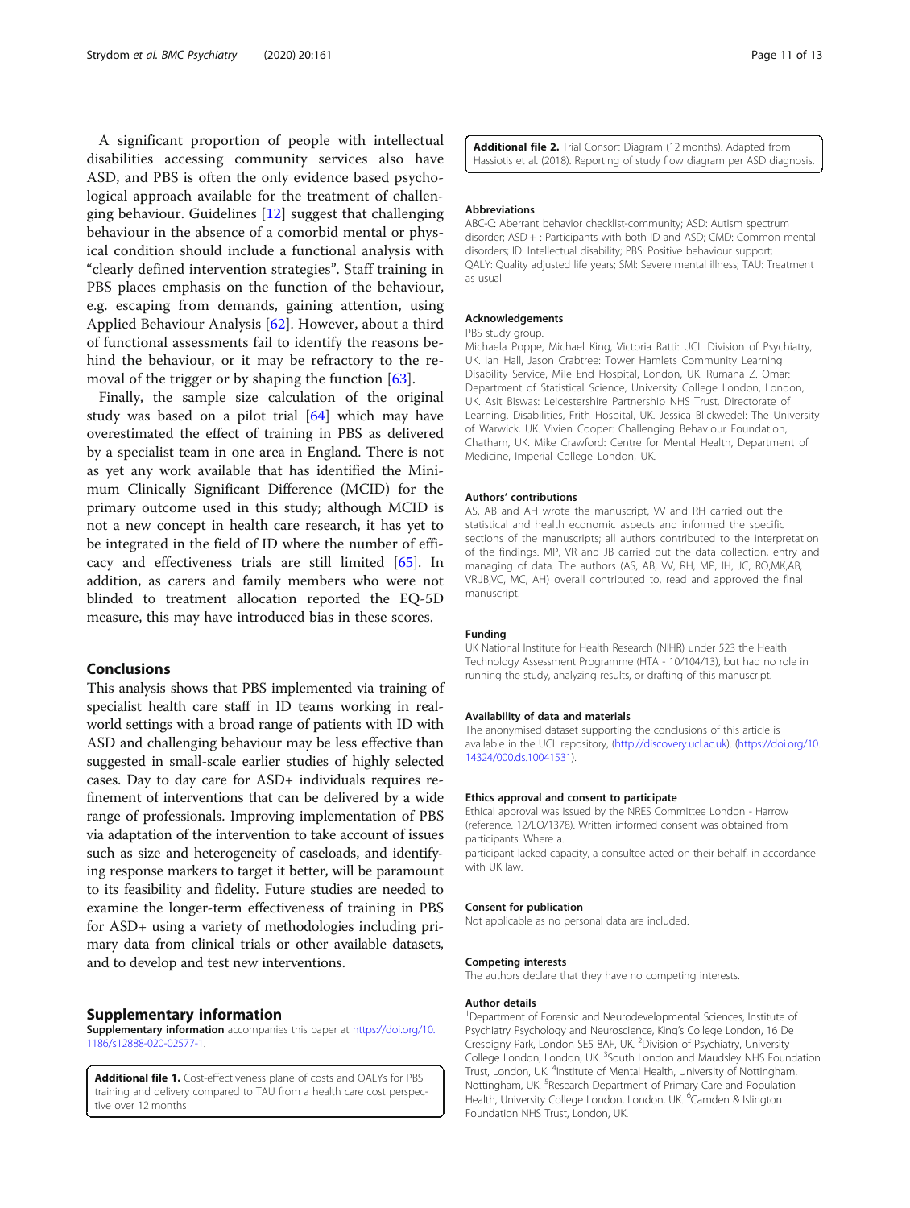A significant proportion of people with intellectual disabilities accessing community services also have ASD, and PBS is often the only evidence based psychological approach available for the treatment of challenging behaviour. Guidelines [12] suggest that challenging behaviour in the absence of a comorbid mental or physical condition should include a functional analysis with "clearly defined intervention strategies". Staff training in PBS places emphasis on the function of the behaviour, e.g. escaping from demands, gaining attention, using Applied Behaviour Analysis [62]. However, about a third of functional assessments fail to identify the reasons behind the behaviour, or it may be refractory to the removal of the trigger or by shaping the function [63].

Finally, the sample size calculation of the original study was based on a pilot trial [64] which may have overestimated the effect of training in PBS as delivered by a specialist team in one area in England. There is not as yet any work available that has identified the Minimum Clinically Significant Difference (MCID) for the primary outcome used in this study; although MCID is not a new concept in health care research, it has yet to be integrated in the field of ID where the number of efficacy and effectiveness trials are still limited [65]. In addition, as carers and family members who were not blinded to treatment allocation reported the EQ-5D measure, this may have introduced bias in these scores.

## Conclusions

This analysis shows that PBS implemented via training of specialist health care staff in ID teams working in real-world settings with a broad range of patients with ID with ASD and challenging behaviour may be less effective than suggested in small-scale earlier studies of highly selected cases. Day to day care for ASD+ individuals requires refinement of interventions that can be delivered by a wide range of professionals. Improving implementation of PBS via adaptation of the intervention to take account of issues such as size and heterogeneity of caseloads, and identifying response markers to target it better, will be paramount to its feasibility and fidelity. Future studies are needed to examine the longer-term effectiveness of training in PBS for ASD+ using a variety of methodologies including primary data from clinical trials or other available datasets, and to develop and test new interventions.

## Supplementary information

**Supplementary information** accompanies this paper at https://doi.org/10.1186/s12888-020-02577-1.

**Additional file 1.** Cost-effectiveness plane of costs and QALYs for PBS training and delivery compared to TAU from a health care cost perspective over 12 months

**Additional file 2.** Trial Consort Diagram (12 months). Adapted from Hassiotis et al. (2018). Reporting of study flow diagram per ASD diagnosis.

### Abbreviations

ABC-C: Aberrant behavior checklist-community; ASD: Autism spectrum disorder; ASD + : Participants with both ID and ASD; CMD: Common mental disorders; ID: Intellectual disability; PBS: Positive behaviour support; QALY: Quality adjusted life years; SMI: Severe mental illness; TAU: Treatment as usual

### Acknowledgements

PBS study group.

Michaela Poppe, Michael King, Victoria Ratti: UCL Division of Psychiatry, UK. Ian Hall, Jason Crabtree: Tower Hamlets Community Learning Disability Service, Mile End Hospital, London, UK. Rumana Z. Omar: Department of Statistical Science, University College London, London, UK. Asit Biswas: Leicestershire Partnership NHS Trust, Directorate of Learning. Disabilities, Frith Hospital, UK. Jessica Blickwedel: The University of Warwick, UK. Vivien Cooper: Challenging Behaviour Foundation, Chatham, UK. Mike Crawford: Centre for Mental Health, Department of Medicine, Imperial College London, UK.

### Authors' contributions

AS, AB and AH wrote the manuscript, VV and RH carried out the statistical and health economic aspects and informed the specific sections of the manuscripts; all authors contributed to the interpretation of the findings. MP, VR and JB carried out the data collection, entry and managing of data. The authors (AS, AB, VV, RH, MP, IH, JC, RO,MK,AB, VR,JB,VC, MC, AH) overall contributed to, read and approved the final manuscript.

### Funding

UK National Institute for Health Research (NIHR) under 523 the Health Technology Assessment Programme (HTA - 10/104/13), but had no role in running the study, analyzing results, or drafting of this manuscript.

### Availability of data and materials

The anonymised dataset supporting the conclusions of this article is available in the UCL repository, (http://discovery.ucl.ac.uk). (https://doi.org/10.14324/000.ds.10041531).

### Ethics approval and consent to participate

Ethical approval was issued by the NRES Committee London - Harrow (reference. 12/LO/1378). Written informed consent was obtained from participants. Where a.

participant lacked capacity, a consultee acted on their behalf, in accordance with UK law.

### Consent for publication

Not applicable as no personal data are included.

### Competing interests

The authors declare that they have no competing interests.

### Author details

[1]Department of Forensic and Neurodevelopmental Sciences, Institute of Psychiatry Psychology and Neuroscience, King's College London, 16 De Crespigny Park, London SE5 8AF, UK. [2]Division of Psychiatry, University College London, London, UK. [3]South London and Maudsley NHS Foundation Trust, London, UK. [4]Institute of Mental Health, University of Nottingham, Nottingham, UK. [5]Research Department of Primary Care and Population Health, University College London, London, UK. [6]Camden & Islington Foundation NHS Trust, London, UK.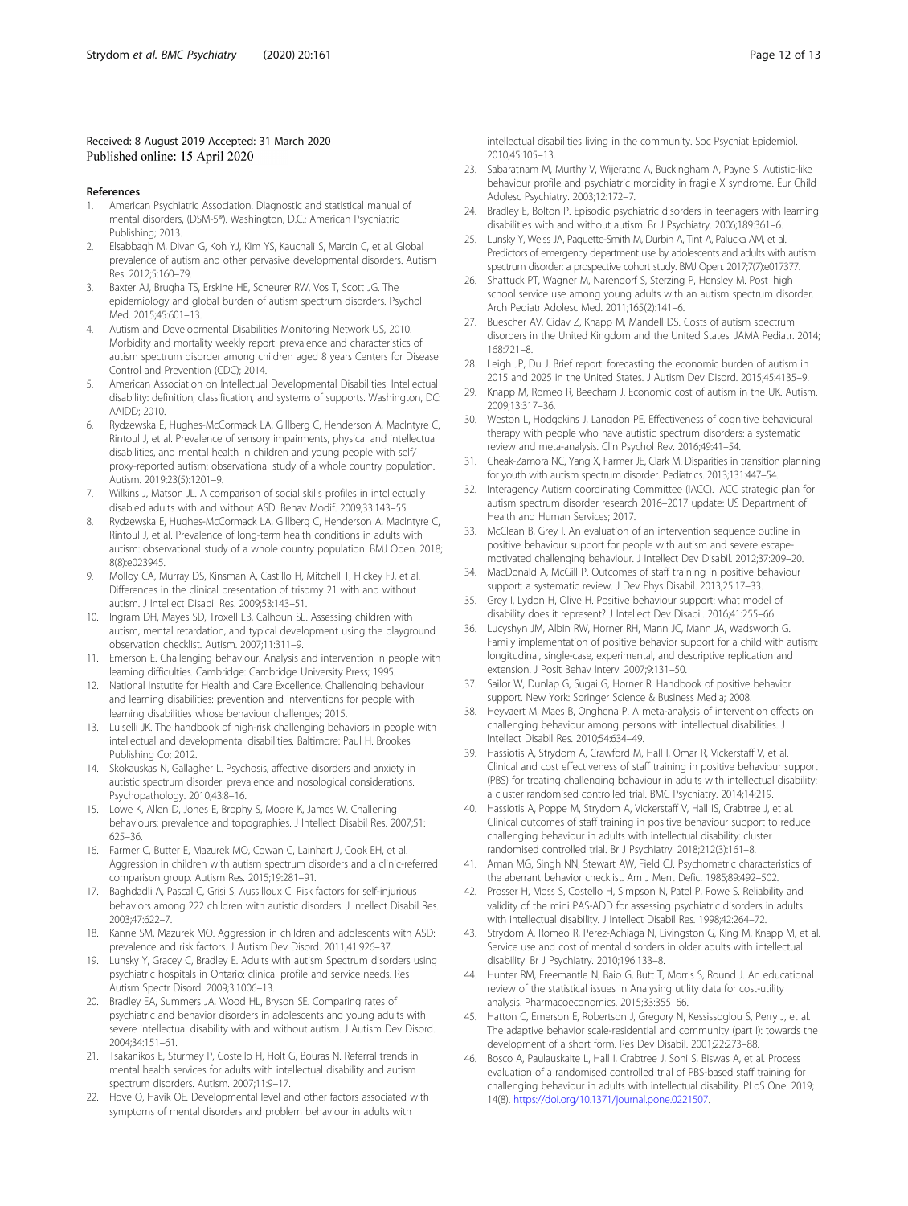Received: 8 August 2019 Accepted: 31 March 2020
Published online: 15 April 2020

## References

1. American Psychiatric Association. Diagnostic and statistical manual of mental disorders, (DSM-5®). Washington, D.C.: American Psychiatric Publishing; 2013.
2. Elsabbagh M, Divan G, Koh YJ, Kim YS, Kauchali S, Marcin C, et al. Global prevalence of autism and other pervasive developmental disorders. Autism Res. 2012;5:160–79.
3. Baxter AJ, Brugha TS, Erskine HE, Scheurer RW, Vos T, Scott JG. The epidemiology and global burden of autism spectrum disorders. Psychol Med. 2015;45:601–13.
4. Autism and Developmental Disabilities Monitoring Network US, 2010. Morbidity and mortality weekly report: prevalence and characteristics of autism spectrum disorder among children aged 8 years Centers for Disease Control and Prevention (CDC); 2014.
5. American Association on Intellectual Developmental Disabilities. Intellectual disability: definition, classification, and systems of supports. Washington, DC: AAIDD; 2010.
6. Rydzewska E, Hughes-McCormack LA, Gillberg C, Henderson A, MacIntyre C, Rintoul J, et al. Prevalence of sensory impairments, physical and intellectual disabilities, and mental health in children and young people with self/proxy-reported autism: observational study of a whole country population. Autism. 2019;23(5):1201–9.
7. Wilkins J, Matson JL. A comparison of social skills profiles in intellectually disabled adults with and without ASD. Behav Modif. 2009;33:143–55.
8. Rydzewska E, Hughes-McCormack LA, Gillberg C, Henderson A, MacIntyre C, Rintoul J, et al. Prevalence of long-term health conditions in adults with autism: observational study of a whole country population. BMJ Open. 2018;8(8):e023945.
9. Molloy CA, Murray DS, Kinsman A, Castillo H, Mitchell T, Hickey FJ, et al. Differences in the clinical presentation of trisomy 21 with and without autism. J Intellect Disabil Res. 2009;53:143–51.
10. Ingram DH, Mayes SD, Troxell LB, Calhoun SL. Assessing children with autism, mental retardation, and typical development using the playground observation checklist. Autism. 2007;11:311–9.
11. Emerson E. Challenging behaviour. Analysis and intervention in people with learning difficulties. Cambridge: Cambridge University Press; 1995.
12. National Instutite for Health and Care Excellence. Challenging behaviour and learning disabilities: prevention and interventions for people with learning disabilities whose behaviour challenges; 2015.
13. Luiselli JK. The handbook of high-risk challenging behaviors in people with intellectual and developmental disabilities. Baltimore: Paul H. Brookes Publishing Co; 2012.
14. Skokauskas N, Gallagher L. Psychosis, affective disorders and anxiety in autistic spectrum disorder: prevalence and nosological considerations. Psychopathology. 2010;43:8–16.
15. Lowe K, Allen D, Jones E, Brophy S, Moore K, James W. Challenging behaviours: prevalence and topographies. J Intellect Disabil Res. 2007;51:625–36.
16. Farmer C, Butter E, Mazurek MO, Cowan C, Lainhart J, Cook EH, et al. Aggression in children with autism spectrum disorders and a clinic-referred comparison group. Autism Res. 2015;19:281–91.
17. Baghdadli A, Pascal C, Grisi S, Aussilloux C. Risk factors for self-injurious behaviors among 222 children with autistic disorders. J Intellect Disabil Res. 2003;47:622–7.
18. Kanne SM, Mazurek MO. Aggression in children and adolescents with ASD: prevalence and risk factors. J Autism Dev Disord. 2011;41:926–37.
19. Lunsky Y, Gracey C, Bradley E. Adults with autism Spectrum disorders using psychiatric hospitals in Ontario: clinical profile and service needs. Res Autism Spectr Disord. 2009;3:1006–13.
20. Bradley EA, Summers JA, Wood HL, Bryson SE. Comparing rates of psychiatric and behavior disorders in adolescents and young adults with severe intellectual disability with and without autism. J Autism Dev Disord. 2004;34:151–61.
21. Tsakanikos E, Sturmey P, Costello H, Holt G, Bouras N. Referral trends in mental health services for adults with intellectual disability and autism spectrum disorders. Autism. 2007;11:9–17.
22. Hove O, Havik OE. Developmental level and other factors associated with symptoms of mental disorders and problem behaviour in adults with intellectual disabilities living in the community. Soc Psychiat Epidemiol. 2010;45:105–13.
23. Sabaratnam M, Murthy V, Wijeratne A, Buckingham A, Payne S. Autistic-like behaviour profile and psychiatric morbidity in fragile X syndrome. Eur Child Adolesc Psychiatry. 2003;12:172–7.
24. Bradley E, Bolton P. Episodic psychiatric disorders in teenagers with learning disabilities with and without autism. Br J Psychiatry. 2006;189:361–6.
25. Lunsky Y, Weiss JA, Paquette-Smith M, Durbin A, Tint A, Palucka AM, et al. Predictors of emergency department use by adolescents and adults with autism spectrum disorder: a prospective cohort study. BMJ Open. 2017;7(7):e017377.
26. Shattuck PT, Wagner M, Narendorf S, Sterzing P, Hensley M. Post–high school service use among young adults with an autism spectrum disorder. Arch Pediatr Adolesc Med. 2011;165(2):141–6.
27. Buescher AV, Cidav Z, Knapp M, Mandell DS. Costs of autism spectrum disorders in the United Kingdom and the United States. JAMA Pediatr. 2014;168:721–8.
28. Leigh JP, Du J. Brief report: forecasting the economic burden of autism in 2015 and 2025 in the United States. J Autism Dev Disord. 2015;45:4135–9.
29. Knapp M, Romeo R, Beecham J. Economic cost of autism in the UK. Autism. 2009;13:317–36.
30. Weston L, Hodgekins J, Langdon PE. Effectiveness of cognitive behavioural therapy with people who have autistic spectrum disorders: a systematic review and meta-analysis. Clin Psychol Rev. 2016;49:41–54.
31. Cheak-Zamora NC, Yang X, Farmer JE, Clark M. Disparities in transition planning for youth with autism spectrum disorder. Pediatrics. 2013;131:447–54.
32. Interagency Autism coordinating Committee (IACC). IACC strategic plan for autism spectrum disorder research 2016–2017 update: US Department of Health and Human Services; 2017.
33. McClean B, Grey I. An evaluation of an intervention sequence outline in positive behaviour support for people with autism and severe escape-motivated challenging behaviour. J Intellect Dev Disabil. 2012;37:209–20.
34. MacDonald A, McGill P. Outcomes of staff training in positive behaviour support: a systematic review. J Dev Phys Disabil. 2013;25:17–33.
35. Grey I, Lydon H, Olive H. Positive behaviour support: what model of disability does it represent? J Intellect Dev Disabil. 2016;41:255–66.
36. Lucyshyn JM, Albin RW, Horner RH, Mann JC, Mann JA, Wadsworth G. Family implementation of positive behavior support for a child with autism: longitudinal, single-case, experimental, and descriptive replication and extension. J Posit Behav Interv. 2007;9:131–50.
37. Sailor W, Dunlap G, Sugai G, Horner R. Handbook of positive behavior support. New York: Springer Science & Business Media; 2008.
38. Heyvaert M, Maes B, Onghena P. A meta-analysis of intervention effects on challenging behaviour among persons with intellectual disabilities. J Intellect Disabil Res. 2010;54:634–49.
39. Hassiotis A, Strydom A, Crawford M, Hall I, Omar R, Vickerstaff V, et al. Clinical and cost effectiveness of staff training in positive behaviour support (PBS) for treating challenging behaviour in adults with intellectual disability: a cluster randomised controlled trial. BMC Psychiatry. 2014;14:219.
40. Hassiotis A, Poppe M, Strydom A, Vickerstaff V, Hall IS, Crabtree J, et al. Clinical outcomes of staff training in positive behaviour support to reduce challenging behaviour in adults with intellectual disability: cluster randomised controlled trial. Br J Psychiatry. 2018;212(3):161–8.
41. Aman MG, Singh NN, Stewart AW, Field CJ. Psychometric characteristics of the aberrant behavior checklist. Am J Ment Defic. 1985;89:492–502.
42. Prosser H, Moss S, Costello H, Simpson N, Patel P, Rowe S. Reliability and validity of the mini PAS-ADD for assessing psychiatric disorders in adults with intellectual disability. J Intellect Disabil Res. 1998;42:264–72.
43. Strydom A, Romeo R, Perez-Achiaga N, Livingston G, King M, Knapp M, et al. Service use and cost of mental disorders in older adults with intellectual disability. Br J Psychiatry. 2010;196:133–8.
44. Hunter RM, Freemantle N, Baio G, Butt T, Morris S, Round J. An educational review of the statistical issues in Analysing utility data for cost-utility analysis. Pharmacoeconomics. 2015;33:355–66.
45. Hatton C, Emerson E, Robertson J, Gregory N, Kessissoglou S, Perry J, et al. The adaptive behavior scale-residential and community (part I): towards the development of a short form. Res Dev Disabil. 2001;22:273–88.
46. Bosco A, Paulauskaite L, Hall I, Crabtree J, Soni S, Biswas A, et al. Process evaluation of a randomised controlled trial of PBS-based staff training for challenging behaviour in adults with intellectual disability. PLoS One. 2019;14(8). https://doi.org/10.1371/journal.pone.0221507.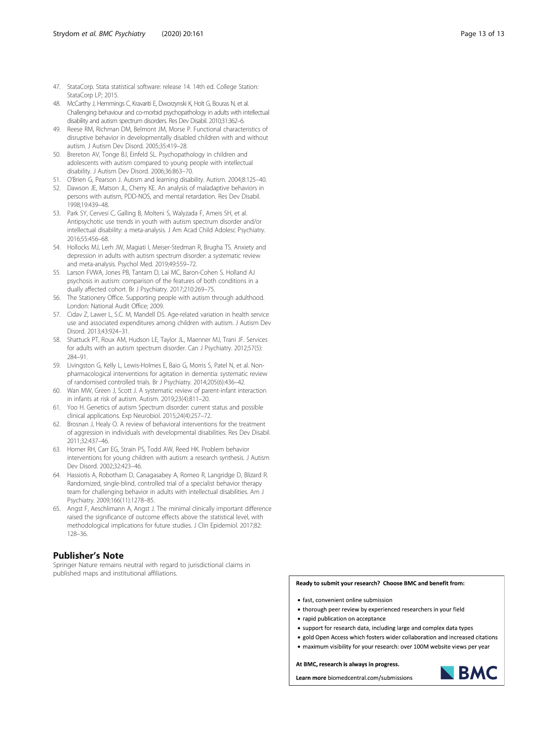47. StataCorp. Stata statistical software: release 14. 14th ed. College Station: StataCorp LP; 2015.
48. McCarthy J, Hemmings C, Kravariti E, Dworzynski K, Holt G, Bouras N, et al. Challenging behaviour and co-morbid psychopathology in adults with intellectual disability and autism spectrum disorders. Res Dev Disabil. 2010;31:362–6.
49. Reese RM, Richman DM, Belmont JM, Morse P. Functional characteristics of disruptive behavior in developmentally disabled children with and without autism. J Autism Dev Disord. 2005;35:419–28.
50. Brereton AV, Tonge BJ, Einfeld SL. Psychopathology in children and adolescents with autism compared to young people with intellectual disability. J Autism Dev Disord. 2006;36:863–70.
51. O'Brien G, Pearson J. Autism and learning disability. Autism. 2004;8:125–40.
52. Dawson JE, Matson JL, Cherry KE. An analysis of maladaptive behaviors in persons with autism, PDD-NOS, and mental retardation. Res Dev Disabil. 1998;19:439–48.
53. Park SY, Cervesi C, Galling B, Molteni S, Walyzada F, Ameis SH, et al. Antipsychotic use trends in youth with autism spectrum disorder and/or intellectual disability: a meta-analysis. J Am Acad Child Adolesc Psychiatry. 2016;55:456–68.
54. Hollocks MJ, Lerh JW, Magiati I, Meiser-Stedman R, Brugha TS. Anxiety and depression in adults with autism spectrum disorder: a systematic review and meta-analysis. Psychol Med. 2019;49:559–72.
55. Larson FVWA, Jones PB, Tantam D, Lai MC, Baron-Cohen S. Holland AJ psychosis in autism: comparison of the features of both conditions in a dually affected cohort. Br J Psychiatry. 2017;210:269–75.
56. The Stationery Office. Supporting people with autism through adulthood. London: National Audit Office; 2009.
57. Cidav Z, Lawer L, S.C. M, Mandell DS. Age-related variation in health service use and associated expenditures among children with autism. J Autism Dev Disord. 2013;43:924–31.
58. Shattuck PT, Roux AM, Hudson LE, Taylor JL, Maenner MJ, Trani JF. Services for adults with an autism spectrum disorder. Can J Psychiatry. 2012;57(5): 284–91.
59. Livingston G, Kelly L, Lewis-Holmes E, Baio G, Morris S, Patel N, et al. Non-pharmacological interventions for agitation in dementia: systematic review of randomised controlled trials. Br J Psychiatry. 2014;205(6):436–42.
60. Wan MW, Green J, Scott J. A systematic review of parent-infant interaction in infants at risk of autism. Autism. 2019;23(4):811–20.
61. Yoo H. Genetics of autism Spectrum disorder: current status and possible clinical applications. Exp Neurobiol. 2015;24(4):257–72.
62. Brosnan J, Healy O. A review of behavioral interventions for the treatment of aggression in individuals with developmental disabilities. Res Dev Disabil. 2011;32:437–46.
63. Horner RH, Carr EG, Strain PS, Todd AW, Reed HK. Problem behavior interventions for young children with autism: a research synthesis. J Autism Dev Disord. 2002;32:423–46.
64. Hassiotis A, Robotham D, Canagasabey A, Romeo R, Langridge D, Blizard R. Randomized, single-blind, controlled trial of a specialist behavior therapy team for challenging behavior in adults with intellectual disabilities. Am J Psychiatry. 2009;166(11):1278–85.
65. Angst F, Aeschlimann A, Angst J. The minimal clinically important difference raised the significance of outcome effects above the statistical level, with methodological implications for future studies. J Clin Epidemiol. 2017;82: 128–36.

## Publisher's Note

Springer Nature remains neutral with regard to jurisdictional claims in published maps and institutional affiliations.

**Ready to submit your research? Choose BMC and benefit from:**

- fast, convenient online submission
- thorough peer review by experienced researchers in your field
- rapid publication on acceptance
- support for research data, including large and complex data types
- gold Open Access which fosters wider collaboration and increased citations
- maximum visibility for your research: over 100M website views per year

**At BMC, research is always in progress.**

**Learn more** biomedcentral.com/submissions

BMC